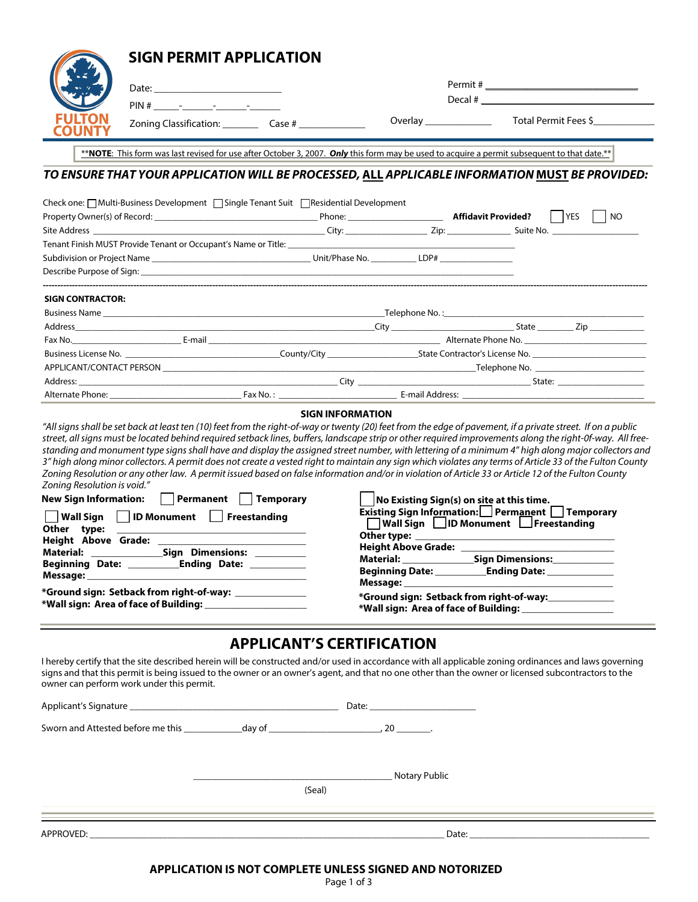# SIGN PERMIT APPLICATION

FULTON COUNTY

Date: ______________________ Permit # ______________________

PIN # _____-______-______-______ Decal # ______________________

Zoning Classification: _______ Case # ____________ Overlay _____________ Total Permit Fees $____________

**NOTE: This form was last revised for use after October 3, 2007. *Only* this form may be used to acquire a permit subsequent to that date.**

***TO ENSURE THAT YOUR APPLICATION WILL BE PROCESSED, ALL APPLICABLE INFORMATION MUST BE PROVIDED:***

Check one: ☐ Multi-Business Development ☐ Single Tenant Suit ☐ Residential Development

Property Owner(s) of Record: ______________________ Phone: ______________ **Affidavit Provided?** ☐ YES ☐ NO

Site Address ______________________ City: ______________ Zip: __________ Suite No. ______________

Tenant Finish MUST Provide Tenant or Occupant's Name or Title: ______________________

Subdivision or Project Name ______________________ Unit/Phase No. __________ LDP# ______________

Describe Purpose of Sign: ______________________

---

**SIGN CONTRACTOR:**

Business Name ______________________ Telephone No. : ______________________

Address______________________ City ______________ State ________ Zip ____________

Fax No.______________ E-mail ______________________ Alternate Phone No. ______________

Business License No. ______________ County/City ______________ State Contractor's License No. ______________

APPLICANT/CONTACT PERSON ______________________ Telephone No. ______________

Address: ______________________ City ______________ State: ______________

Alternate Phone: ______________ Fax No. : ______________ E-mail Address: ______________

## SIGN INFORMATION

*"All signs shall be set back at least ten (10) feet from the right-of-way or twenty (20) feet from the edge of pavement, if a private street. If on a public street, all signs must be located behind required setback lines, buffers, landscape strip or other required improvements along the right-0f-way. All free-standing and monument type signs shall have and display the assigned street number, with lettering of a minimum 4" high along major collectors and 3" high along minor collectors. A permit does not create a vested right to maintain any sign which violates any terms of Article 33 of the Fulton County Zoning Resolution or any other law. A permit issued based on false information and/or in violation of Article 33 or Article 12 of the Fulton County Zoning Resolution is void."*

**New Sign Information:** ☐ **Permanent** ☐ **Temporary**

☐ **Wall Sign** ☐ **ID Monument** ☐ **Freestanding**

**Other type:** ______________________

**Height Above Grade:** ______________________

**Material:** ______________ **Sign Dimensions:** ______________

**Beginning Date:** __________ **Ending Date:** __________

**Message:** ______________________

**\*Ground sign: Setback from right-of-way:** ______________

**\*Wall sign: Area of face of Building:** ______________

☐ **No Existing Sign(s) on site at this time.**

**Existing Sign Information:** ☐ **Permanent** ☐ **Temporary**

☐ **Wall Sign** ☐ **ID Monument** ☐ **Freestanding**

**Other type:** ______________________

**Height Above Grade:** ______________________

**Material:** ______________ **Sign Dimensions:** ______________

**Beginning Date:** __________ **Ending Date:** __________

**Message:** ______________________

**\*Ground sign: Setback from right-of-way:** ______________

**\*Wall sign: Area of face of Building:** ______________

## APPLICANT'S CERTIFICATION

I hereby certify that the site described herein will be constructed and/or used in accordance with all applicable zoning ordinances and laws governing signs and that this permit is being issued to the owner or an owner's agent, and that no one other than the owner or licensed subcontractors to the owner can perform work under this permit.

Applicant's Signature ______________________ Date: ______________

Sworn and Attested before me this ____________day of ______________________, 20 _______.

______________________ Notary Public

(Seal)

APPROVED: ______________________ Date: ______________________

**APPLICATION IS NOT COMPLETE UNLESS SIGNED AND NOTORIZED**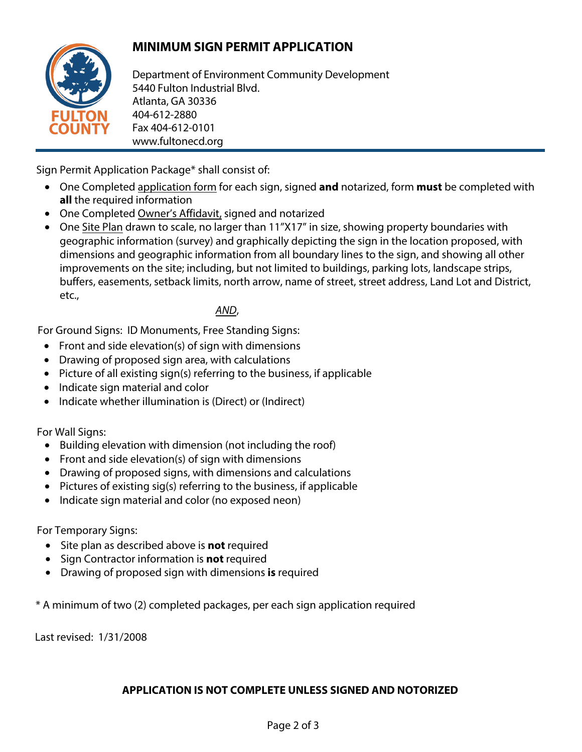# MINIMUM SIGN PERMIT APPLICATION

Department of Environment Community Development
5440 Fulton Industrial Blvd.
Atlanta, GA 30336
404-612-2880
Fax 404-612-0101
www.fultonecd.org

Sign Permit Application Package* shall consist of:

- One Completed application form for each sign, signed **and** notarized, form **must** be completed with **all** the required information
- One Completed Owner's Affidavit, signed and notarized
- One Site Plan drawn to scale, no larger than 11"X17" in size, showing property boundaries with geographic information (survey) and graphically depicting the sign in the location proposed, with dimensions and geographic information from all boundary lines to the sign, and showing all other improvements on the site; including, but not limited to buildings, parking lots, landscape strips, buffers, easements, setback limits, north arrow, name of street, street address, Land Lot and District, etc.,

*AND*,

For Ground Signs: ID Monuments, Free Standing Signs:

- Front and side elevation(s) of sign with dimensions
- Drawing of proposed sign area, with calculations
- Picture of all existing sign(s) referring to the business, if applicable
- Indicate sign material and color
- Indicate whether illumination is (Direct) or (Indirect)

For Wall Signs:

- Building elevation with dimension (not including the roof)
- Front and side elevation(s) of sign with dimensions
- Drawing of proposed signs, with dimensions and calculations
- Pictures of existing sig(s) referring to the business, if applicable
- Indicate sign material and color (no exposed neon)

For Temporary Signs:

- Site plan as described above is **not** required
- Sign Contractor information is **not** required
- Drawing of proposed sign with dimensions **is** required

\* A minimum of two (2) completed packages, per each sign application required

Last revised: 1/31/2008

**APPLICATION IS NOT COMPLETE UNLESS SIGNED AND NOTORIZED**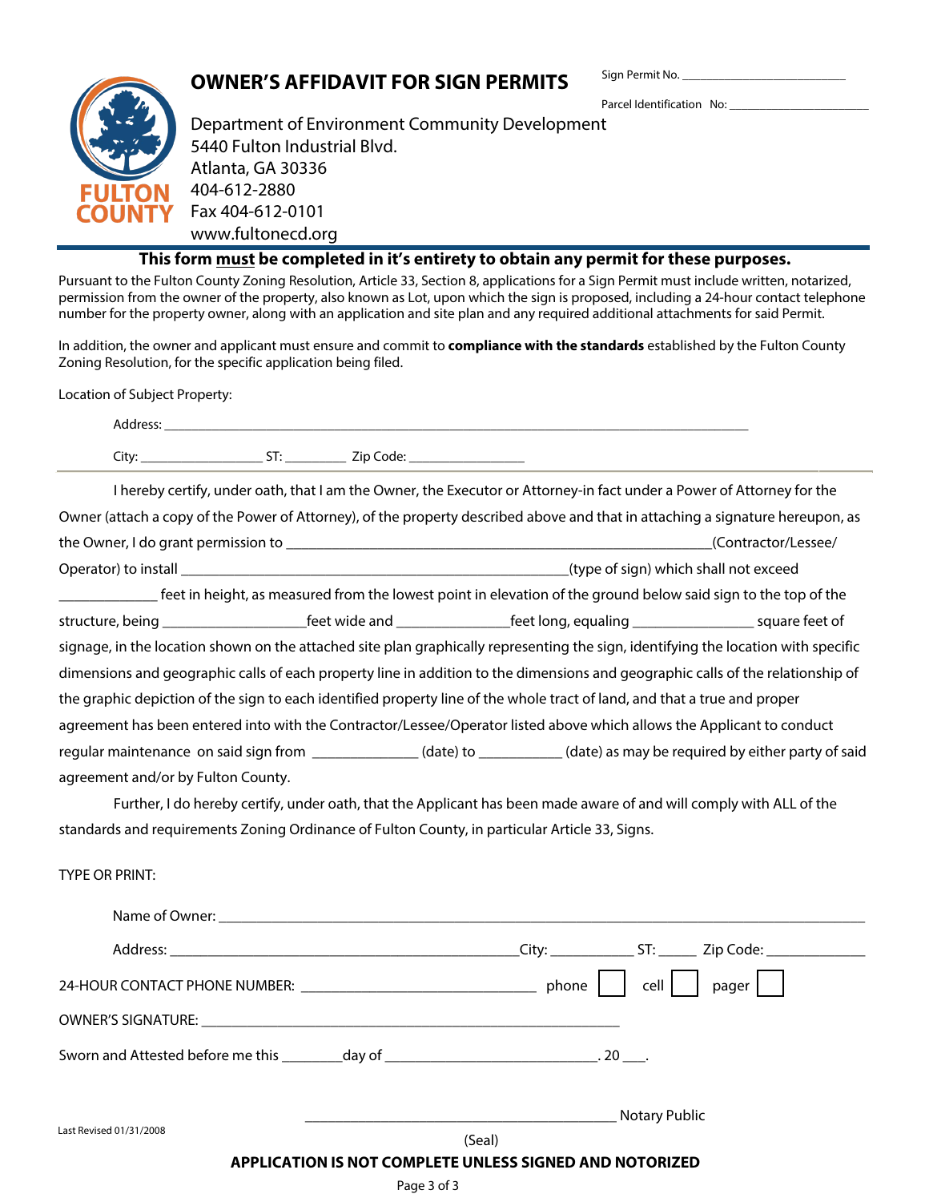# OWNER'S AFFIDAVIT FOR SIGN PERMITS

Sign Permit No. ___________________________

Parcel Identification No: ______________________

FULTON COUNTY

Department of Environment Community Development
5440 Fulton Industrial Blvd.
Atlanta, GA 30336
404-612-2880
Fax 404-612-0101
www.fultonecd.org

**This form must be completed in it's entirety to obtain any permit for these purposes.**

Pursuant to the Fulton County Zoning Resolution, Article 33, Section 8, applications for a Sign Permit must include written, notarized, permission from the owner of the property, also known as Lot, upon which the sign is proposed, including a 24-hour contact telephone number for the property owner, along with an application and site plan and any required additional attachments for said Permit.

In addition, the owner and applicant must ensure and commit to **compliance with the standards** established by the Fulton County Zoning Resolution, for the specific application being filed.

Location of Subject Property:

Address: ______________________________________________________________________________

City: __________________ ST: _________ Zip Code: _________________

I hereby certify, under oath, that I am the Owner, the Executor or Attorney-in fact under a Power of Attorney for the Owner (attach a copy of the Power of Attorney), of the property described above and that in attaching a signature hereupon, as the Owner, I do grant permission to ________________________________________________________(Contractor/Lessee/Operator) to install ____________________________________________________(type of sign) which shall not exceed _____________ feet in height, as measured from the lowest point in elevation of the ground below said sign to the top of the structure, being ___________________feet wide and _______________feet long, equaling ________________ square feet of signage, in the location shown on the attached site plan graphically representing the sign, identifying the location with specific dimensions and geographic calls of each property line in addition to the dimensions and geographic calls of the relationship of the graphic depiction of the sign to each identified property line of the whole tract of land, and that a true and proper agreement has been entered into with the Contractor/Lessee/Operator listed above which allows the Applicant to conduct regular maintenance on said sign from ______________ (date) to ___________ (date) as may be required by either party of said agreement and/or by Fulton County.

Further, I do hereby certify, under oath, that the Applicant has been made aware of and will comply with ALL of the standards and requirements Zoning Ordinance of Fulton County, in particular Article 33, Signs.

TYPE OR PRINT:

Name of Owner: ______________________________________________________________________________

Address: ______________________________________________City: ___________ ST: _____ Zip Code: _____________

24-HOUR CONTACT PHONE NUMBER: ________________________________ phone ☐ cell ☐ pager ☐

OWNER'S SIGNATURE: ______________________________________________________________

Sworn and Attested before me this ________day of _____________________________. 20 ___.

_____________________________________________ Notary Public

(Seal)

Last Revised 01/31/2008

**APPLICATION IS NOT COMPLETE UNLESS SIGNED AND NOTORIZED**